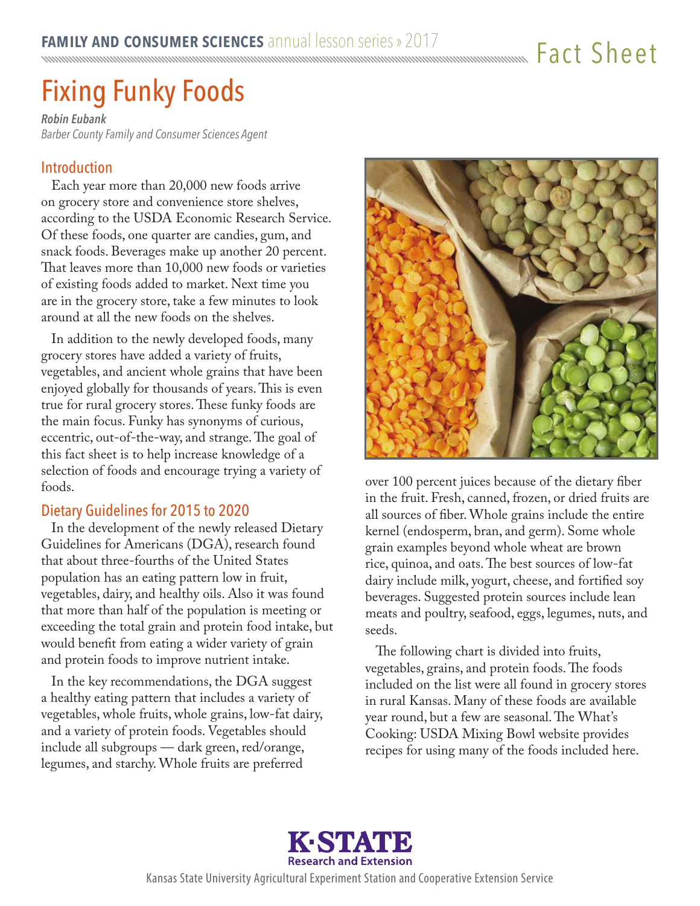FAMILY AND CONSUMER SCIENCES annual lesson series » 2017

Fact Sheet

# Fixing Funky Foods

***Robin Eubank***
*Barber County Family and Consumer Sciences Agent*

## Introduction

Each year more than 20,000 new foods arrive on grocery store and convenience store shelves, according to the USDA Economic Research Service. Of these foods, one quarter are candies, gum, and snack foods. Beverages make up another 20 percent. That leaves more than 10,000 new foods or varieties of existing foods added to market. Next time you are in the grocery store, take a few minutes to look around at all the new foods on the shelves.

In addition to the newly developed foods, many grocery stores have added a variety of fruits, vegetables, and ancient whole grains that have been enjoyed globally for thousands of years. This is even true for rural grocery stores. These funky foods are the main focus. Funky has synonyms of curious, eccentric, out-of-the-way, and strange. The goal of this fact sheet is to help increase knowledge of a selection of foods and encourage trying a variety of foods.

## Dietary Guidelines for 2015 to 2020

In the development of the newly released Dietary Guidelines for Americans (DGA), research found that about three-fourths of the United States population has an eating pattern low in fruit, vegetables, dairy, and healthy oils. Also it was found that more than half of the population is meeting or exceeding the total grain and protein food intake, but would benefit from eating a wider variety of grain and protein foods to improve nutrient intake.

In the key recommendations, the DGA suggest a healthy eating pattern that includes a variety of vegetables, whole fruits, whole grains, low-fat dairy, and a variety of protein foods. Vegetables should include all subgroups — dark green, red/orange, legumes, and starchy. Whole fruits are preferred over 100 percent juices because of the dietary fiber in the fruit. Fresh, canned, frozen, or dried fruits are all sources of fiber. Whole grains include the entire kernel (endosperm, bran, and germ). Some whole grain examples beyond whole wheat are brown rice, quinoa, and oats. The best sources of low-fat dairy include milk, yogurt, cheese, and fortified soy beverages. Suggested protein sources include lean meats and poultry, seafood, eggs, legumes, nuts, and seeds.

The following chart is divided into fruits, vegetables, grains, and protein foods. The foods included on the list were all found in grocery stores in rural Kansas. Many of these foods are available year round, but a few are seasonal. The What's Cooking: USDA Mixing Bowl website provides recipes for using many of the foods included here.

K-STATE Research and Extension

Kansas State University Agricultural Experiment Station and Cooperative Extension Service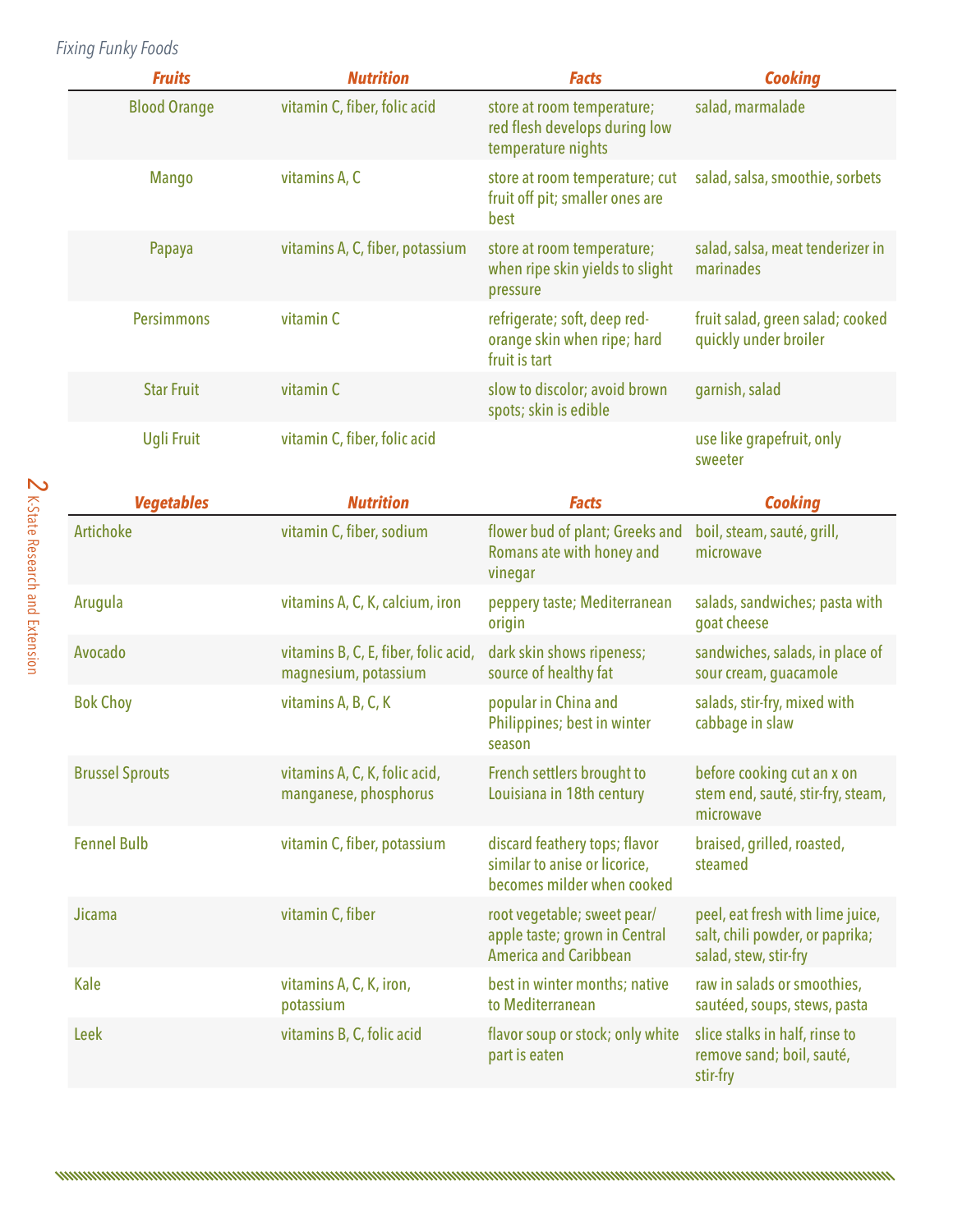| *Fruits* | *Nutrition* | *Facts* | *Cooking* |
|---|---|---|---|
| Blood Orange | vitamin C, fiber, folic acid | store at room temperature; red flesh develops during low temperature nights | salad, marmalade |
| Mango | vitamins A, C | store at room temperature; cut fruit off pit; smaller ones are best | salad, salsa, smoothie, sorbets |
| Papaya | vitamins A, C, fiber, potassium | store at room temperature; when ripe skin yields to slight pressure | salad, salsa, meat tenderizer in marinades |
| Persimmons | vitamin C | refrigerate; soft, deep red-orange skin when ripe; hard fruit is tart | fruit salad, green salad; cooked quickly under broiler |
| Star Fruit | vitamin C | slow to discolor; avoid brown spots; skin is edible | garnish, salad |
| Ugli Fruit | vitamin C, fiber, folic acid | | use like grapefruit, only sweeter |

| *Vegetables* | *Nutrition* | *Facts* | *Cooking* |
|---|---|---|---|
| Artichoke | vitamin C, fiber, sodium | flower bud of plant; Greeks and Romans ate with honey and vinegar | boil, steam, sauté, grill, microwave |
| Arugula | vitamins A, C, K, calcium, iron | peppery taste; Mediterranean origin | salads, sandwiches; pasta with goat cheese |
| Avocado | vitamins B, C, E, fiber, folic acid, magnesium, potassium | dark skin shows ripeness; source of healthy fat | sandwiches, salads, in place of sour cream, guacamole |
| Bok Choy | vitamins A, B, C, K | popular in China and Philippines; best in winter season | salads, stir-fry, mixed with cabbage in slaw |
| Brussel Sprouts | vitamins A, C, K, folic acid, manganese, phosphorus | French settlers brought to Louisiana in 18th century | before cooking cut an x on stem end, sauté, stir-fry, steam, microwave |
| Fennel Bulb | vitamin C, fiber, potassium | discard feathery tops; flavor similar to anise or licorice, becomes milder when cooked | braised, grilled, roasted, steamed |
| Jicama | vitamin C, fiber | root vegetable; sweet pear/apple taste; grown in Central America and Caribbean | peel, eat fresh with lime juice, salt, chili powder, or paprika; salad, stew, stir-fry |
| Kale | vitamins A, C, K, iron, potassium | best in winter months; native to Mediterranean | raw in salads or smoothies, sautéed, soups, stews, pasta |
| Leek | vitamins B, C, folic acid | flavor soup or stock; only white part is eaten | slice stalks in half, rinse to remove sand; boil, sauté, stir-fry |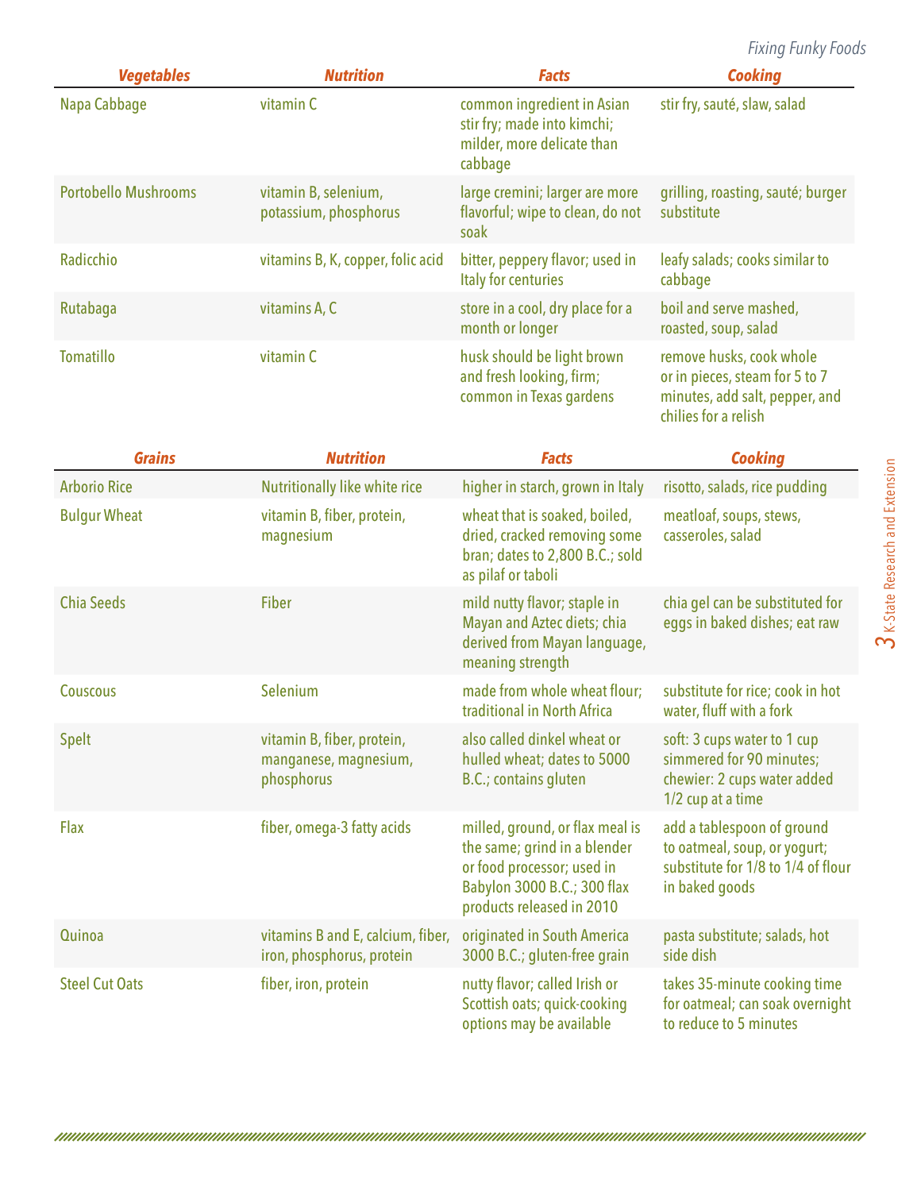| *Vegetables* | *Nutrition* | *Facts* | *Cooking* |
|---|---|---|---|
| Napa Cabbage | vitamin C | common ingredient in Asian stir fry; made into kimchi; milder, more delicate than cabbage | stir fry, sauté, slaw, salad |
| Portobello Mushrooms | vitamin B, selenium, potassium, phosphorus | large cremini; larger are more flavorful; wipe to clean, do not soak | grilling, roasting, sauté; burger substitute |
| Radicchio | vitamins B, K, copper, folic acid | bitter, peppery flavor; used in Italy for centuries | leafy salads; cooks similar to cabbage |
| Rutabaga | vitamins A, C | store in a cool, dry place for a month or longer | boil and serve mashed, roasted, soup, salad |
| Tomatillo | vitamin C | husk should be light brown and fresh looking, firm; common in Texas gardens | remove husks, cook whole or in pieces, steam for 5 to 7 minutes, add salt, pepper, and chilies for a relish |

| *Grains* | *Nutrition* | *Facts* | *Cooking* |
|---|---|---|---|
| Arborio Rice | Nutritionally like white rice | higher in starch, grown in Italy | risotto, salads, rice pudding |
| Bulgur Wheat | vitamin B, fiber, protein, magnesium | wheat that is soaked, boiled, dried, cracked removing some bran; dates to 2,800 B.C.; sold as pilaf or taboli | meatloaf, soups, stews, casseroles, salad |
| Chia Seeds | Fiber | mild nutty flavor; staple in Mayan and Aztec diets; chia derived from Mayan language, meaning strength | chia gel can be substituted for eggs in baked dishes; eat raw |
| Couscous | Selenium | made from whole wheat flour; traditional in North Africa | substitute for rice; cook in hot water, fluff with a fork |
| Spelt | vitamin B, fiber, protein, manganese, magnesium, phosphorus | also called dinkel wheat or hulled wheat; dates to 5000 B.C.; contains gluten | soft: 3 cups water to 1 cup simmered for 90 minutes; chewier: 2 cups water added 1/2 cup at a time |
| Flax | fiber, omega-3 fatty acids | milled, ground, or flax meal is the same; grind in a blender or food processor; used in Babylon 3000 B.C.; 300 flax products released in 2010 | add a tablespoon of ground to oatmeal, soup, or yogurt; substitute for 1/8 to 1/4 of flour in baked goods |
| Quinoa | vitamins B and E, calcium, fiber, iron, phosphorus, protein | originated in South America 3000 B.C.; gluten-free grain | pasta substitute; salads, hot side dish |
| Steel Cut Oats | fiber, iron, protein | nutty flavor; called Irish or Scottish oats; quick-cooking options may be available | takes 35-minute cooking time for oatmeal; can soak overnight to reduce to 5 minutes |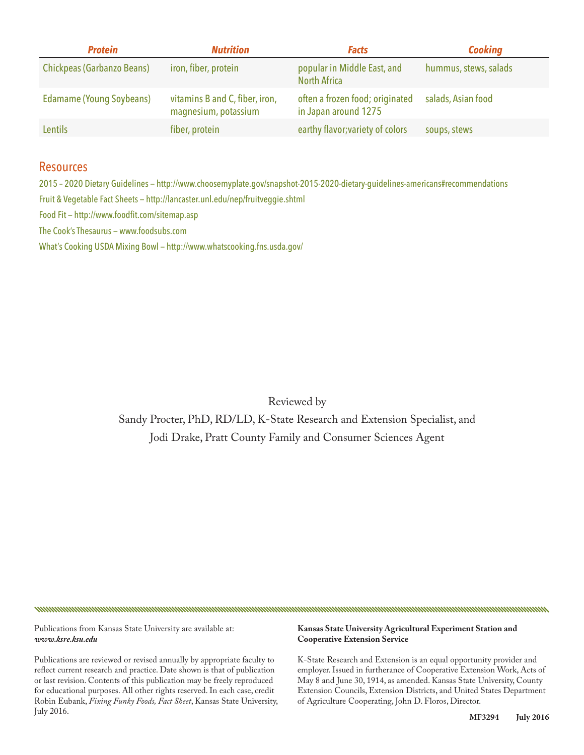| *Protein* | *Nutrition* | *Facts* | *Cooking* |
|---|---|---|---|
| Chickpeas (Garbanzo Beans) | iron, fiber, protein | popular in Middle East, and North Africa | hummus, stews, salads |
| Edamame (Young Soybeans) | vitamins B and C, fiber, iron, magnesium, potassium | often a frozen food; originated in Japan around 1275 | salads, Asian food |
| Lentils | fiber, protein | earthy flavor;variety of colors | soups, stews |

## Resources

2015 – 2020 Dietary Guidelines – http://www.choosemyplate.gov/snapshot-2015-2020-dietary-guidelines-americans#recommendations

Fruit & Vegetable Fact Sheets – http://lancaster.unl.edu/nep/fruitveggie.shtml

Food Fit – http://www.foodfit.com/sitemap.asp

The Cook's Thesaurus – www.foodsubs.com

What's Cooking USDA Mixing Bowl – http://www.whatscooking.fns.usda.gov/

Reviewed by

Sandy Procter, PhD, RD/LD, K-State Research and Extension Specialist, and

Jodi Drake, Pratt County Family and Consumer Sciences Agent

Publications from Kansas State University are available at: ***www.ksre.ksu.edu***

Publications are reviewed or revised annually by appropriate faculty to reflect current research and practice. Date shown is that of publication or last revision. Contents of this publication may be freely reproduced for educational purposes. All other rights reserved. In each case, credit Robin Eubank, *Fixing Funky Foods, Fact Sheet*, Kansas State University, July 2016.

**Kansas State University Agricultural Experiment Station and Cooperative Extension Service**

K-State Research and Extension is an equal opportunity provider and employer. Issued in furtherance of Cooperative Extension Work, Acts of May 8 and June 30, 1914, as amended. Kansas State University, County Extension Councils, Extension Districts, and United States Department of Agriculture Cooperating, John D. Floros, Director.

**MF3294 July 2016**